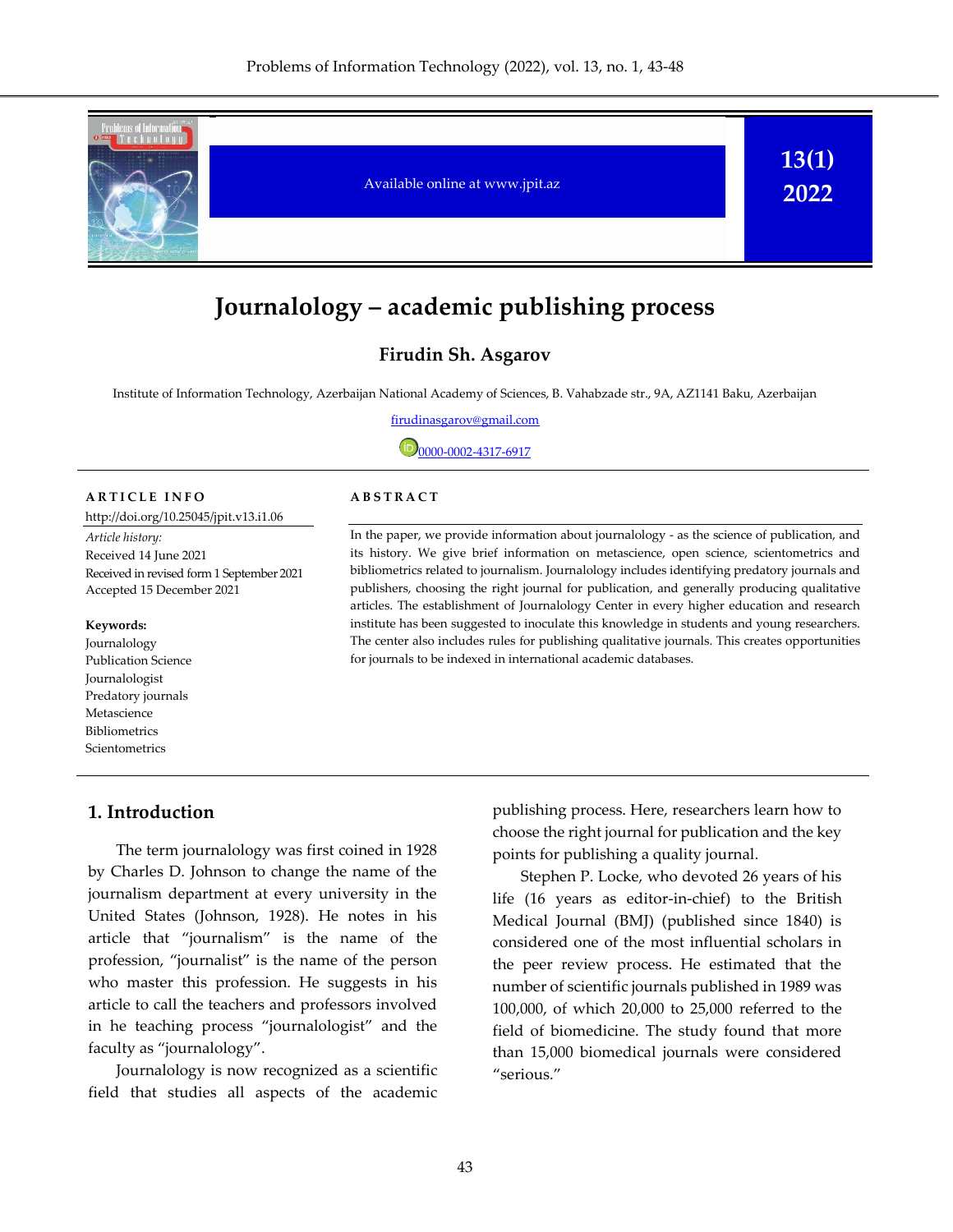Available online at www.jpit.az

13(1) 2022

# Journalology – academic publishing process

**Firudin Sh. Asgarov**

Institute of Information Technology, Azerbaijan National Academy of Sciences, B. Vahabzade str., 9A, AZ1141 Baku, Azerbaijan

firudinasgarov@gmail.com

0000-0002-4317-6917

**ARTICLE INFO**

http://doi.org/10.25045/jpit.v13.i1.06

*Article history:*
Received 14 June 2021
Received in revised form 1 September 2021
Accepted 15 December 2021

**Keywords:**
Journalology
Publication Science
Journalogist
Predatory journals
Metascience
Bibliometrics
Scientometrics

**ABSTRACT**

In the paper, we provide information about journalology - as the science of publication, and its history. We give brief information on metascience, open science, scientometrics and bibliometrics related to journalism. Journalology includes identifying predatory journals and publishers, choosing the right journal for publication, and generally producing qualitative articles. The establishment of Journalology Center in every higher education and research institute has been suggested to inoculate this knowledge in students and young researchers. The center also includes rules for publishing qualitative journals. This creates opportunities for journals to be indexed in international academic databases.

## 1. Introduction

The term journalology was first coined in 1928 by Charles D. Johnson to change the name of the journalism department at every university in the United States (Johnson, 1928). He notes in his article that "journalism" is the name of the profession, "journalist" is the name of the person who master this profession. He suggests in his article to call the teachers and professors involved in he teaching process "journalologist" and the faculty as "journalology".

Journalology is now recognized as a scientific field that studies all aspects of the academic publishing process. Here, researchers learn how to choose the right journal for publication and the key points for publishing a quality journal.

Stephen P. Locke, who devoted 26 years of his life (16 years as editor-in-chief) to the British Medical Journal (BMJ) (published since 1840) is considered one of the most influential scholars in the peer review process. He estimated that the number of scientific journals published in 1989 was 100,000, of which 20,000 to 25,000 referred to the field of biomedicine. The study found that more than 15,000 biomedical journals were considered "serious."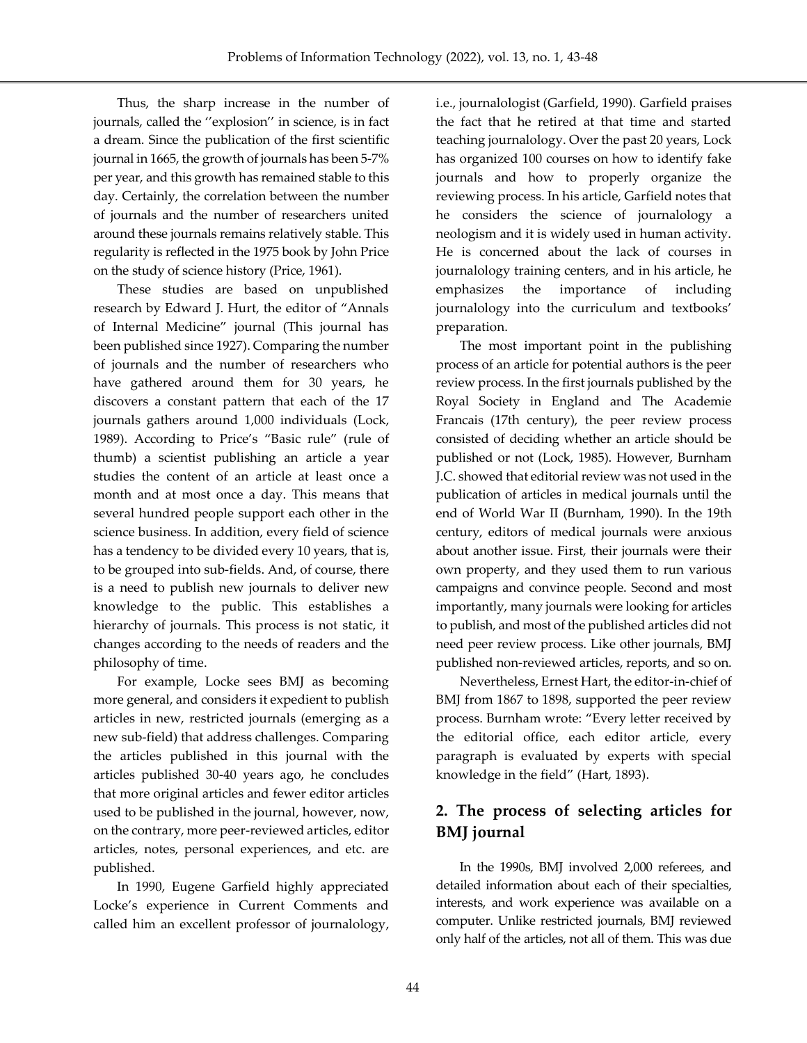Thus, the sharp increase in the number of journals, called the ''explosion'' in science, is in fact a dream. Since the publication of the first scientific journal in 1665, the growth of journals has been 5-7% per year, and this growth has remained stable to this day. Certainly, the correlation between the number of journals and the number of researchers united around these journals remains relatively stable. This regularity is reflected in the 1975 book by John Price on the study of science history (Price, 1961).

These studies are based on unpublished research by Edward J. Hurt, the editor of "Annals of Internal Medicine" journal (This journal has been published since 1927). Comparing the number of journals and the number of researchers who have gathered around them for 30 years, he discovers a constant pattern that each of the 17 journals gathers around 1,000 individuals (Lock, 1989). According to Price's "Basic rule" (rule of thumb) a scientist publishing an article a year studies the content of an article at least once a month and at most once a day. This means that several hundred people support each other in the science business. In addition, every field of science has a tendency to be divided every 10 years, that is, to be grouped into sub-fields. And, of course, there is a need to publish new journals to deliver new knowledge to the public. This establishes a hierarchy of journals. This process is not static, it changes according to the needs of readers and the philosophy of time.

For example, Locke sees BMJ as becoming more general, and considers it expedient to publish articles in new, restricted journals (emerging as a new sub-field) that address challenges. Comparing the articles published in this journal with the articles published 30-40 years ago, he concludes that more original articles and fewer editor articles used to be published in the journal, however, now, on the contrary, more peer-reviewed articles, editor articles, notes, personal experiences, and etc. are published.

In 1990, Eugene Garfield highly appreciated Locke's experience in Current Comments and called him an excellent professor of journalology, i.e., journalologist (Garfield, 1990). Garfield praises the fact that he retired at that time and started teaching journalology. Over the past 20 years, Lock has organized 100 courses on how to identify fake journals and how to properly organize the reviewing process. In his article, Garfield notes that he considers the science of journalology a neologism and it is widely used in human activity. He is concerned about the lack of courses in journalology training centers, and in his article, he emphasizes the importance of including journalology into the curriculum and textbooks' preparation.

The most important point in the publishing process of an article for potential authors is the peer review process. In the first journals published by the Royal Society in England and The Academie Francais (17th century), the peer review process consisted of deciding whether an article should be published or not (Lock, 1985). However, Burnham J.C. showed that editorial review was not used in the publication of articles in medical journals until the end of World War II (Burnham, 1990). In the 19th century, editors of medical journals were anxious about another issue. First, their journals were their own property, and they used them to run various campaigns and convince people. Second and most importantly, many journals were looking for articles to publish, and most of the published articles did not need peer review process. Like other journals, BMJ published non-reviewed articles, reports, and so on.

Nevertheless, Ernest Hart, the editor-in-chief of BMJ from 1867 to 1898, supported the peer review process. Burnham wrote: "Every letter received by the editorial office, each editor article, every paragraph is evaluated by experts with special knowledge in the field" (Hart, 1893).

## 2. The process of selecting articles for BMJ journal

In the 1990s, BMJ involved 2,000 referees, and detailed information about each of their specialties, interests, and work experience was available on a computer. Unlike restricted journals, BMJ reviewed only half of the articles, not all of them. This was due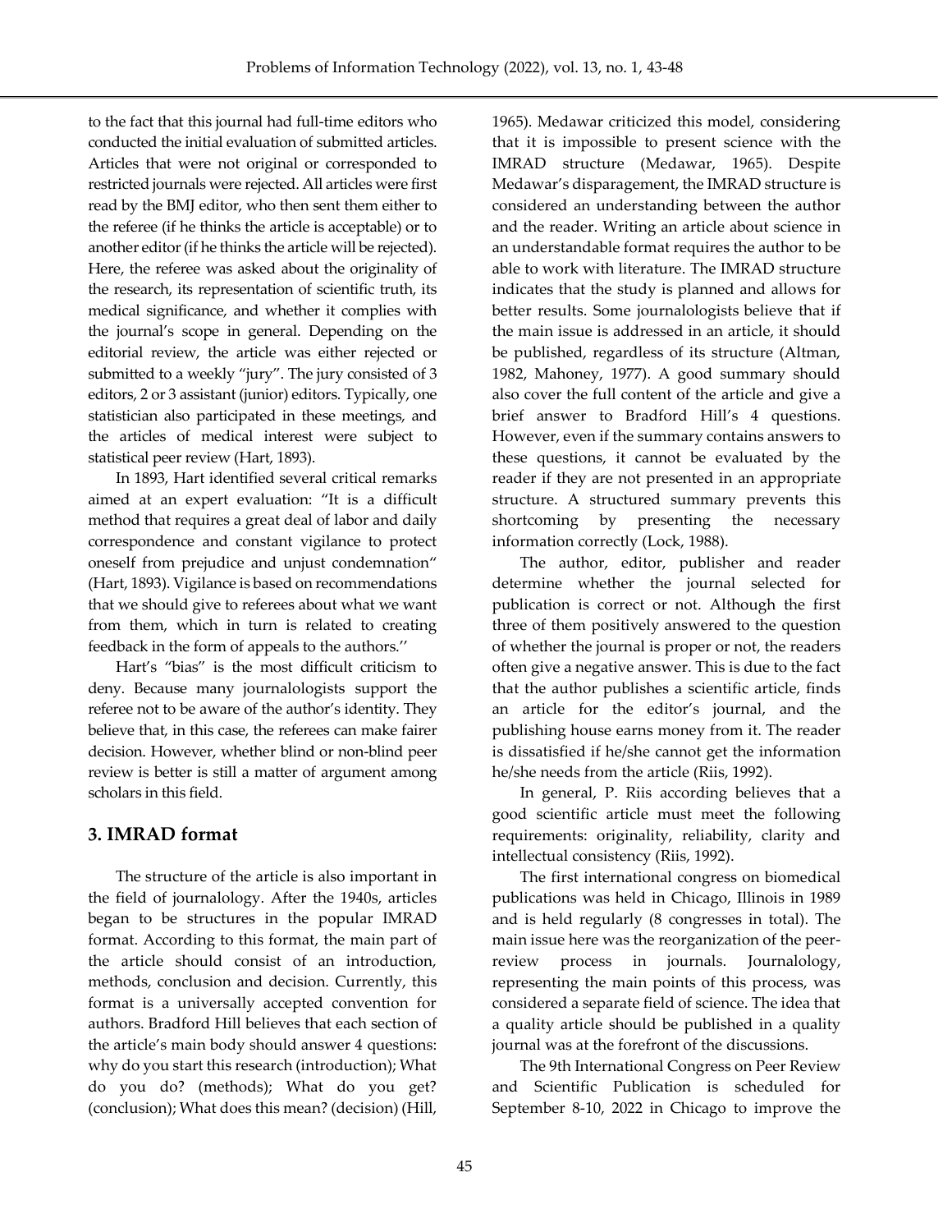to the fact that this journal had full-time editors who conducted the initial evaluation of submitted articles. Articles that were not original or corresponded to restricted journals were rejected. All articles were first read by the BMJ editor, who then sent them either to the referee (if he thinks the article is acceptable) or to another editor (if he thinks the article will be rejected). Here, the referee was asked about the originality of the research, its representation of scientific truth, its medical significance, and whether it complies with the journal's scope in general. Depending on the editorial review, the article was either rejected or submitted to a weekly "jury". The jury consisted of 3 editors, 2 or 3 assistant (junior) editors. Typically, one statistician also participated in these meetings, and the articles of medical interest were subject to statistical peer review (Hart, 1893).

In 1893, Hart identified several critical remarks aimed at an expert evaluation: "It is a difficult method that requires a great deal of labor and daily correspondence and constant vigilance to protect oneself from prejudice and unjust condemnation" (Hart, 1893). Vigilance is based on recommendations that we should give to referees about what we want from them, which in turn is related to creating feedback in the form of appeals to the authors.''

Hart's "bias" is the most difficult criticism to deny. Because many journalologists support the referee not to be aware of the author's identity. They believe that, in this case, the referees can make fairer decision. However, whether blind or non-blind peer review is better is still a matter of argument among scholars in this field.

## 3. IMRAD format

The structure of the article is also important in the field of journalology. After the 1940s, articles began to be structures in the popular IMRAD format. According to this format, the main part of the article should consist of an introduction, methods, conclusion and decision. Currently, this format is a universally accepted convention for authors. Bradford Hill believes that each section of the article's main body should answer 4 questions: why do you start this research (introduction); What do you do? (methods); What do you get? (conclusion); What does this mean? (decision) (Hill, 1965). Medawar criticized this model, considering that it is impossible to present science with the IMRAD structure (Medawar, 1965). Despite Medawar's disparagement, the IMRAD structure is considered an understanding between the author and the reader. Writing an article about science in an understandable format requires the author to be able to work with literature. The IMRAD structure indicates that the study is planned and allows for better results. Some journalologists believe that if the main issue is addressed in an article, it should be published, regardless of its structure (Altman, 1982, Mahoney, 1977). A good summary should also cover the full content of the article and give a brief answer to Bradford Hill's 4 questions. However, even if the summary contains answers to these questions, it cannot be evaluated by the reader if they are not presented in an appropriate structure. A structured summary prevents this shortcoming by presenting the necessary information correctly (Lock, 1988).

The author, editor, publisher and reader determine whether the journal selected for publication is correct or not. Although the first three of them positively answered to the question of whether the journal is proper or not, the readers often give a negative answer. This is due to the fact that the author publishes a scientific article, finds an article for the editor's journal, and the publishing house earns money from it. The reader is dissatisfied if he/she cannot get the information he/she needs from the article (Riis, 1992).

In general, P. Riis according believes that a good scientific article must meet the following requirements: originality, reliability, clarity and intellectual consistency (Riis, 1992).

The first international congress on biomedical publications was held in Chicago, Illinois in 1989 and is held regularly (8 congresses in total). The main issue here was the reorganization of the peer-review process in journals. Journalology, representing the main points of this process, was considered a separate field of science. The idea that a quality article should be published in a quality journal was at the forefront of the discussions.

The 9th International Congress on Peer Review and Scientific Publication is scheduled for September 8-10, 2022 in Chicago to improve the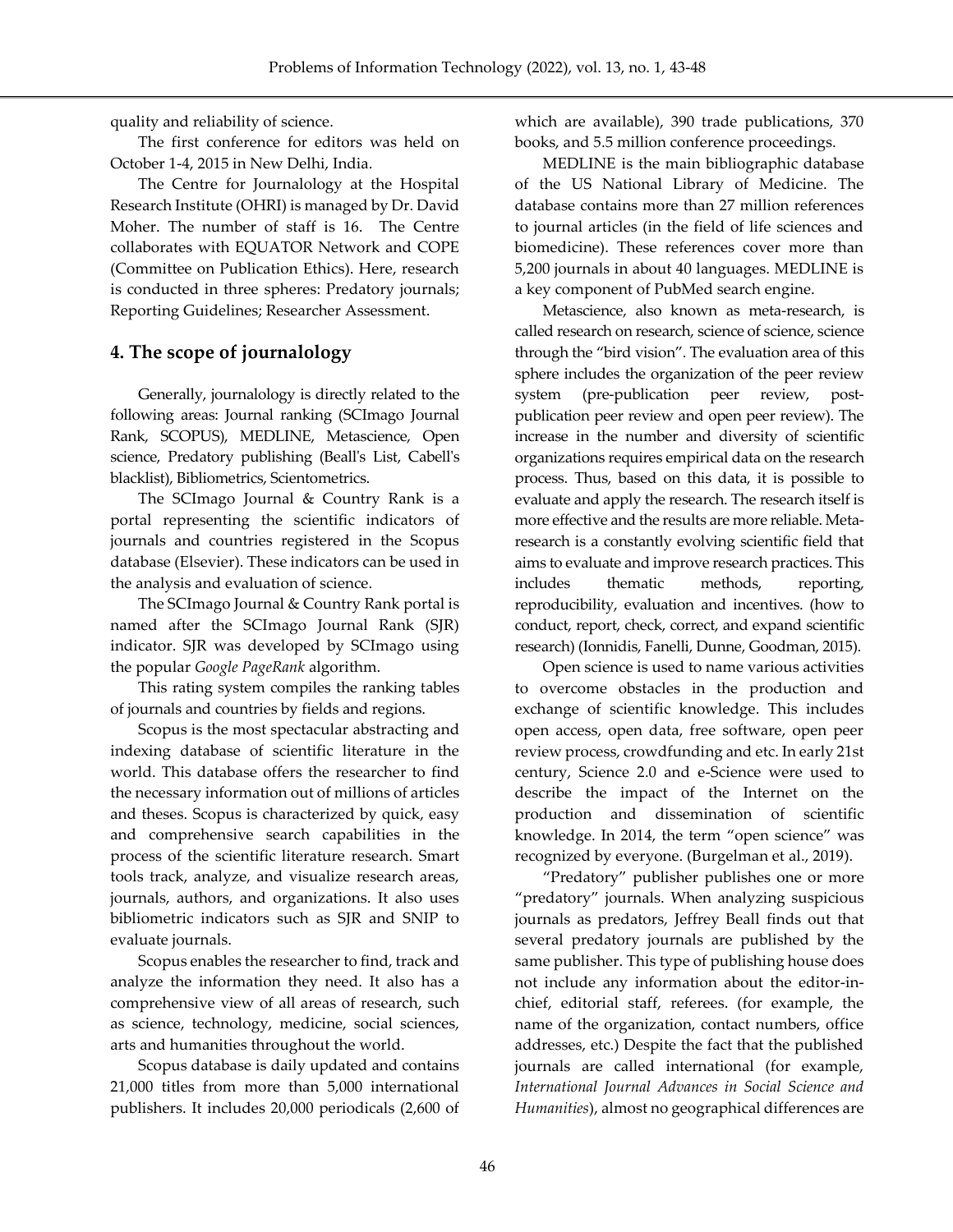quality and reliability of science.

The first conference for editors was held on October 1-4, 2015 in New Delhi, India.

The Centre for Journalology at the Hospital Research Institute (OHRI) is managed by Dr. David Moher. The number of staff is 16. The Centre collaborates with EQUATOR Network and COPE (Committee on Publication Ethics). Here, research is conducted in three spheres: Predatory journals; Reporting Guidelines; Researcher Assessment.

## 4. The scope of journalology

Generally, journalology is directly related to the following areas: Journal ranking (SCImago Journal Rank, SCOPUS), MEDLINE, Metascience, Open science, Predatory publishing (Beall's List, Cabell's blacklist), Bibliometrics, Scientometrics.

The SCImago Journal & Country Rank is a portal representing the scientific indicators of journals and countries registered in the Scopus database (Elsevier). These indicators can be used in the analysis and evaluation of science.

The SCImago Journal & Country Rank portal is named after the SCImago Journal Rank (SJR) indicator. SJR was developed by SCImago using the popular *Google PageRank* algorithm.

This rating system compiles the ranking tables of journals and countries by fields and regions.

Scopus is the most spectacular abstracting and indexing database of scientific literature in the world. This database offers the researcher to find the necessary information out of millions of articles and theses. Scopus is characterized by quick, easy and comprehensive search capabilities in the process of the scientific literature research. Smart tools track, analyze, and visualize research areas, journals, authors, and organizations. It also uses bibliometric indicators such as SJR and SNIP to evaluate journals.

Scopus enables the researcher to find, track and analyze the information they need. It also has a comprehensive view of all areas of research, such as science, technology, medicine, social sciences, arts and humanities throughout the world.

Scopus database is daily updated and contains 21,000 titles from more than 5,000 international publishers. It includes 20,000 periodicals (2,600 of which are available), 390 trade publications, 370 books, and 5.5 million conference proceedings.

MEDLINE is the main bibliographic database of the US National Library of Medicine. The database contains more than 27 million references to journal articles (in the field of life sciences and biomedicine). These references cover more than 5,200 journals in about 40 languages. MEDLINE is a key component of PubMed search engine.

Metascience, also known as meta-research, is called research on research, science of science, science through the "bird vision". The evaluation area of this sphere includes the organization of the peer review system (pre-publication peer review, post-publication peer review and open peer review). The increase in the number and diversity of scientific organizations requires empirical data on the research process. Thus, based on this data, it is possible to evaluate and apply the research. The research itself is more effective and the results are more reliable. Meta-research is a constantly evolving scientific field that aims to evaluate and improve research practices. This includes thematic methods, reporting, reproducibility, evaluation and incentives. (how to conduct, report, check, correct, and expand scientific research) (Ionnidis, Fanelli, Dunne, Goodman, 2015).

Open science is used to name various activities to overcome obstacles in the production and exchange of scientific knowledge. This includes open access, open data, free software, open peer review process, crowdfunding and etc. In early 21st century, Science 2.0 and e-Science were used to describe the impact of the Internet on the production and dissemination of scientific knowledge. In 2014, the term "open science" was recognized by everyone. (Burgelman et al., 2019).

"Predatory" publisher publishes one or more "predatory" journals. When analyzing suspicious journals as predators, Jeffrey Beall finds out that several predatory journals are published by the same publisher. This type of publishing house does not include any information about the editor-in-chief, editorial staff, referees. (for example, the name of the organization, contact numbers, office addresses, etc.) Despite the fact that the published journals are called international (for example, *International Journal Advances in Social Science and Humanities*), almost no geographical differences are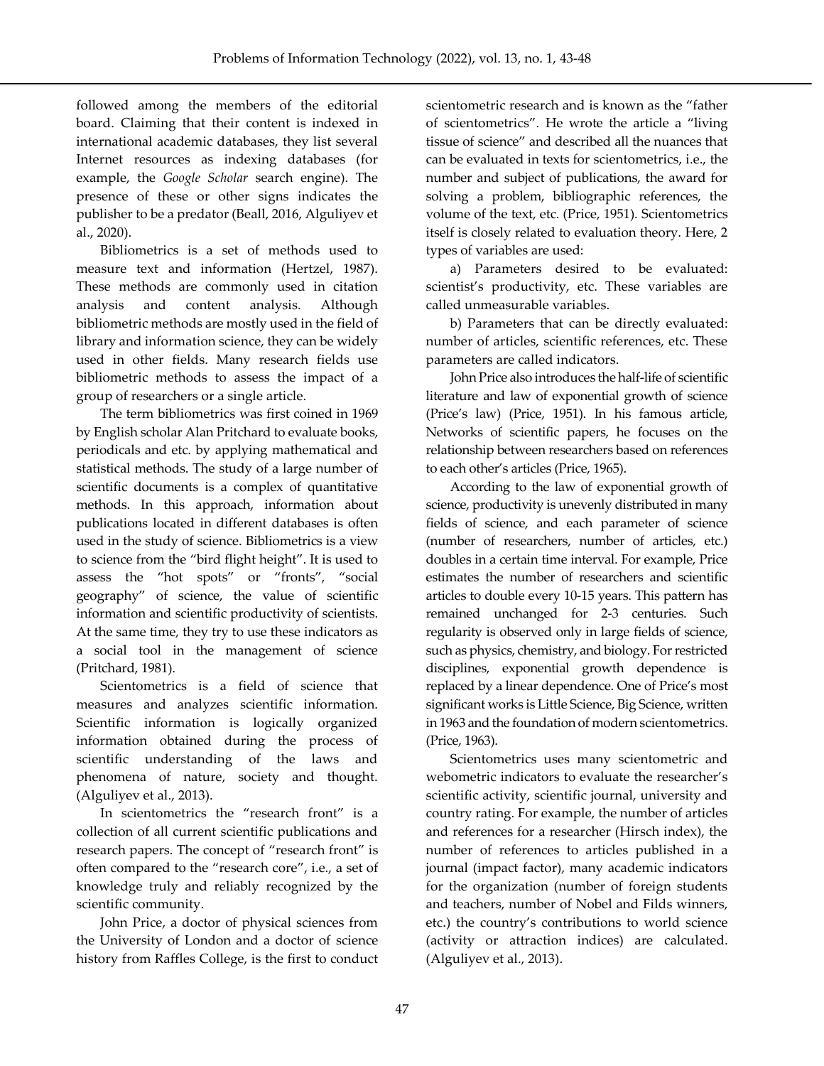followed among the members of the editorial board. Claiming that their content is indexed in international academic databases, they list several Internet resources as indexing databases (for example, the *Google Scholar* search engine). The presence of these or other signs indicates the publisher to be a predator (Beall, 2016, Alguliyev et al., 2020).

Bibliometrics is a set of methods used to measure text and information (Hertzel, 1987). These methods are commonly used in citation analysis and content analysis. Although bibliometric methods are mostly used in the field of library and information science, they can be widely used in other fields. Many research fields use bibliometric methods to assess the impact of a group of researchers or a single article.

The term bibliometrics was first coined in 1969 by English scholar Alan Pritchard to evaluate books, periodicals and etc. by applying mathematical and statistical methods. The study of a large number of scientific documents is a complex of quantitative methods. In this approach, information about publications located in different databases is often used in the study of science. Bibliometrics is a view to science from the "bird flight height". It is used to assess the "hot spots" or "fronts", "social geography" of science, the value of scientific information and scientific productivity of scientists. At the same time, they try to use these indicators as a social tool in the management of science (Pritchard, 1981).

Scientometrics is a field of science that measures and analyzes scientific information. Scientific information is logically organized information obtained during the process of scientific understanding of the laws and phenomena of nature, society and thought. (Alguliyev et al., 2013).

In scientometrics the "research front" is a collection of all current scientific publications and research papers. The concept of "research front" is often compared to the "research core", i.e., a set of knowledge truly and reliably recognized by the scientific community.

John Price, a doctor of physical sciences from the University of London and a doctor of science history from Raffles College, is the first to conduct scientometric research and is known as the "father of scientometrics". He wrote the article a "living tissue of science" and described all the nuances that can be evaluated in texts for scientometrics, i.e., the number and subject of publications, the award for solving a problem, bibliographic references, the volume of the text, etc. (Price, 1951). Scientometrics itself is closely related to evaluation theory. Here, 2 types of variables are used:

a) Parameters desired to be evaluated: scientist's productivity, etc. These variables are called unmeasurable variables.

b) Parameters that can be directly evaluated: number of articles, scientific references, etc. These parameters are called indicators.

John Price also introduces the half-life of scientific literature and law of exponential growth of science (Price's law) (Price, 1951). In his famous article, Networks of scientific papers, he focuses on the relationship between researchers based on references to each other's articles (Price, 1965).

According to the law of exponential growth of science, productivity is unevenly distributed in many fields of science, and each parameter of science (number of researchers, number of articles, etc.) doubles in a certain time interval. For example, Price estimates the number of researchers and scientific articles to double every 10-15 years. This pattern has remained unchanged for 2-3 centuries. Such regularity is observed only in large fields of science, such as physics, chemistry, and biology. For restricted disciplines, exponential growth dependence is replaced by a linear dependence. One of Price's most significant works is Little Science, Big Science, written in 1963 and the foundation of modern scientometrics. (Price, 1963).

Scientometrics uses many scientometric and webometric indicators to evaluate the researcher's scientific activity, scientific journal, university and country rating. For example, the number of articles and references for a researcher (Hirsch index), the number of references to articles published in a journal (impact factor), many academic indicators for the organization (number of foreign students and teachers, number of Nobel and Filds winners, etc.) the country's contributions to world science (activity or attraction indices) are calculated. (Alguliyev et al., 2013).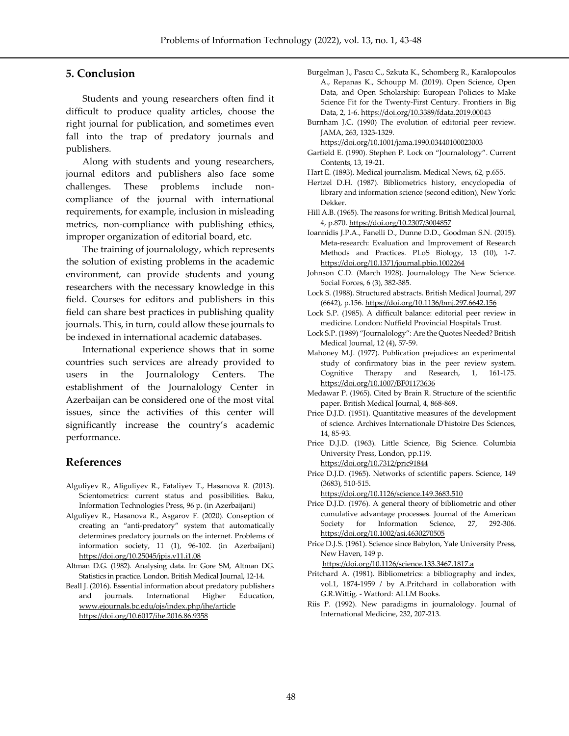## 5. Conclusion

Students and young researchers often find it difficult to produce quality articles, choose the right journal for publication, and sometimes even fall into the trap of predatory journals and publishers.

Along with students and young researchers, journal editors and publishers also face some challenges. These problems include non-compliance of the journal with international requirements, for example, inclusion in misleading metrics, non-compliance with publishing ethics, improper organization of editorial board, etc.

The training of journalology, which represents the solution of existing problems in the academic environment, can provide students and young researchers with the necessary knowledge in this field. Courses for editors and publishers in this field can share best practices in publishing quality journals. This, in turn, could allow these journals to be indexed in international academic databases.

International experience shows that in some countries such services are already provided to users in the Journalology Centers. The establishment of the Journalology Center in Azerbaijan can be considered one of the most vital issues, since the activities of this center will significantly increase the country's academic performance.

## References

Alguliyev R., Aliguliyev R., Fataliyev T., Hasanova R. (2013). Scientometrics: current status and possibilities. Baku, Information Technologies Press, 96 p. (in Azerbaijani)

Alguliyev R., Hasanova R., Asgarov F. (2020). Conseption of creating an "anti-predatory" system that automatically determines predatory journals on the internet. Problems of information society, 11 (1), 96-102. (in Azerbaijani) https://doi.org/10.25045/jpis.v11.i1.08

Altman D.G. (1982). Analysing data. In: Gore SM, Altman DG. Statistics in practice. London. British Medical Journal, 12-14.

Beall J. (2016). Essential information about predatory publishers and journals. International Higher Education, www.ejournals.bc.edu/ojs/index.php/ihe/article https://doi.org/10.6017/ihe.2016.86.9358

Burgelman J., Pascu C., Szkuta K., Schomberg R., Karalopoulos A., Repanas K., Schoupp M. (2019). Open Science, Open Data, and Open Scholarship: European Policies to Make Science Fit for the Twenty-First Century. Frontiers in Big Data, 2, 1-6. https://doi.org/10.3389/fdata.2019.00043

Burnham J.C. (1990) The evolution of editorial peer review. JAMA, 263, 1323-1329. https://doi.org/10.1001/jama.1990.03440100023003

Garfield E. (1990). Stephen P. Lock on "Journalology". Current Contents, 13, 19-21.

Hart E. (1893). Medical journalism. Medical News, 62, p.655.

Hertzel D.H. (1987). Bibliometrics history, encyclopedia of library and information science (second edition), New York: Dekker.

Hill A.B. (1965). The reasons for writing. British Medical Journal, 4, p.870. https://doi.org/10.2307/3004857

Ioannidis J.P.A., Fanelli D., Dunne D.D., Goodman S.N. (2015). Meta-research: Evaluation and Improvement of Research Methods and Practices. PLoS Biology, 13 (10), 1-7. https://doi.org/10.1371/journal.pbio.1002264

Johnson C.D. (March 1928). Journalology The New Science. Social Forces, 6 (3), 382-385.

Lock S. (1988). Structured abstracts. British Medical Journal, 297 (6642), p.156. https://doi.org/10.1136/bmj.297.6642.156

Lock S.P. (1985). A difficult balance: editorial peer review in medicine. London: Nuffield Provincial Hospitals Trust.

Lock S.P. (1989) "Journalology": Are the Quotes Needed? British Medical Journal, 12 (4), 57-59.

Mahoney M.J. (1977). Publication prejudices: an experimental study of confirmatory bias in the peer review system. Cognitive Therapy and Research, 1, 161-175. https://doi.org/10.1007/BF01173636

Medawar P. (1965). Cited by Brain R. Structure of the scientific paper. British Medical Journal, 4, 868-869.

Price D.J.D. (1951). Quantitative measures of the development of science. Archives Internationale D'histoire Des Sciences, 14, 85-93.

Price D.J.D. (1963). Little Science, Big Science. Columbia University Press, London, pp.119. https://doi.org/10.7312/pric91844

Price D.J.D. (1965). Networks of scientific papers. Science, 149 (3683), 510-515. https://doi.org/10.1126/science.149.3683.510

Price D.J.D. (1976). A general theory of bibliometric and other cumulative advantage processes. Journal of the American Society for Information Science, 27, 292-306. https://doi.org/10.1002/asi.4630270505

Price D.J.S. (1961). Science since Babylon, Yale University Press, New Haven, 149 p. https://doi.org/10.1126/science.133.3467.1817.a

Pritchard A. (1981). Bibliometrics: a bibliography and index, vol.1, 1874-1959 / by A.Pritchard in collaboration with G.R.Wittig. - Watford: ALLM Books.

Riis P. (1992). New paradigms in journalology. Journal of International Medicine, 232, 207-213.